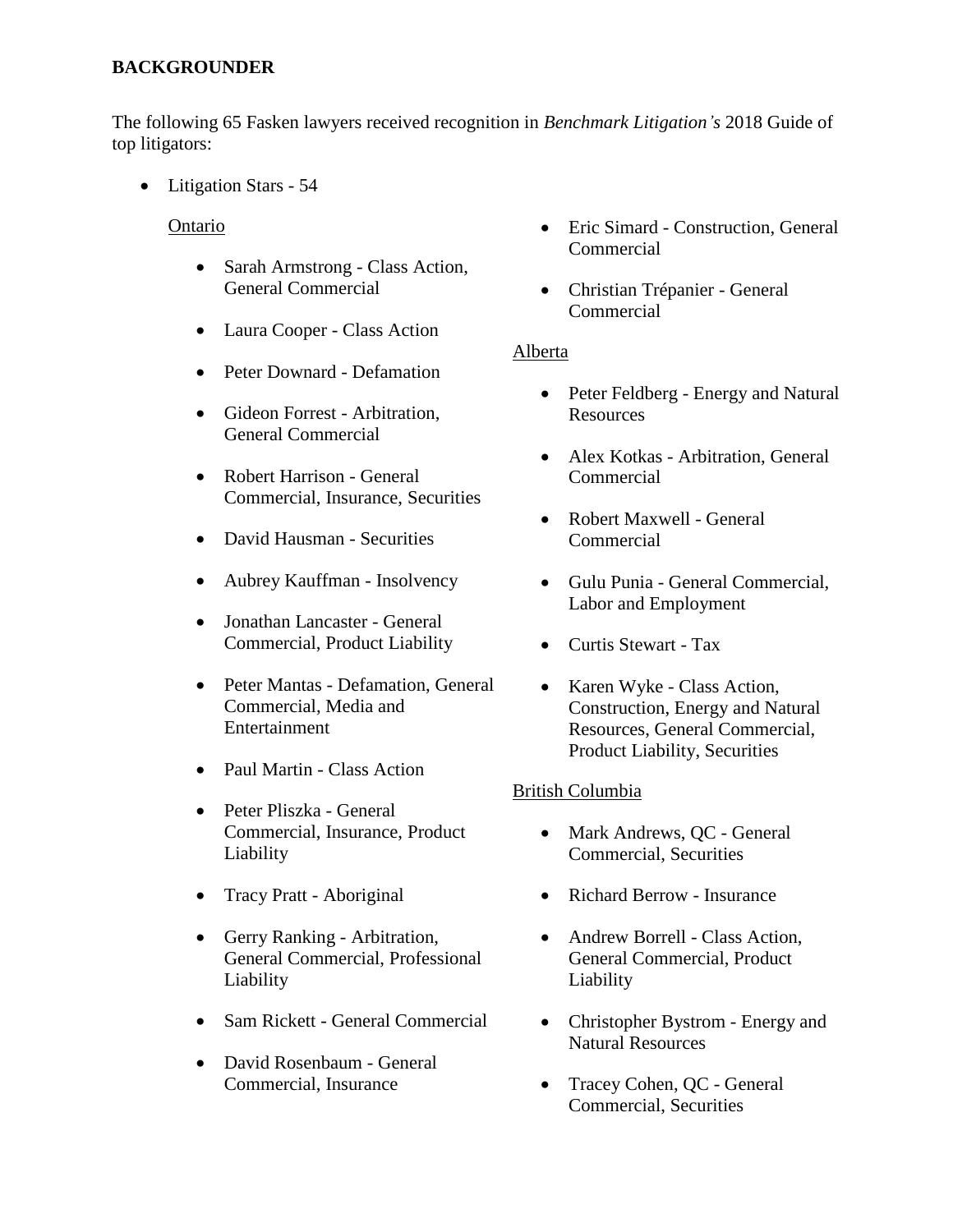**BACKGROUNDER**

The following 65 Fasken lawyers received recognition in *Benchmark Litigation's* 2018 Guide of top litigators:

- Litigation Stars - 54

  Ontario

  - Sarah Armstrong - Class Action, General Commercial
  - Laura Cooper - Class Action
  - Peter Downard - Defamation
  - Gideon Forrest - Arbitration, General Commercial
  - Robert Harrison - General Commercial, Insurance, Securities
  - David Hausman - Securities
  - Aubrey Kauffman - Insolvency
  - Jonathan Lancaster - General Commercial, Product Liability
  - Peter Mantas - Defamation, General Commercial, Media and Entertainment
  - Paul Martin - Class Action
  - Peter Pliszka - General Commercial, Insurance, Product Liability
  - Tracy Pratt - Aboriginal
  - Gerry Ranking - Arbitration, General Commercial, Professional Liability
  - Sam Rickett - General Commercial
  - David Rosenbaum - General Commercial, Insurance
  - Eric Simard - Construction, General Commercial
  - Christian Trépanier - General Commercial

  Alberta

  - Peter Feldberg - Energy and Natural Resources
  - Alex Kotkas - Arbitration, General Commercial
  - Robert Maxwell - General Commercial
  - Gulu Punia - General Commercial, Labor and Employment
  - Curtis Stewart - Tax
  - Karen Wyke - Class Action, Construction, Energy and Natural Resources, General Commercial, Product Liability, Securities

  British Columbia

  - Mark Andrews, QC - General Commercial, Securities
  - Richard Berrow - Insurance
  - Andrew Borrell - Class Action, General Commercial, Product Liability
  - Christopher Bystrom - Energy and Natural Resources
  - Tracey Cohen, QC - General Commercial, Securities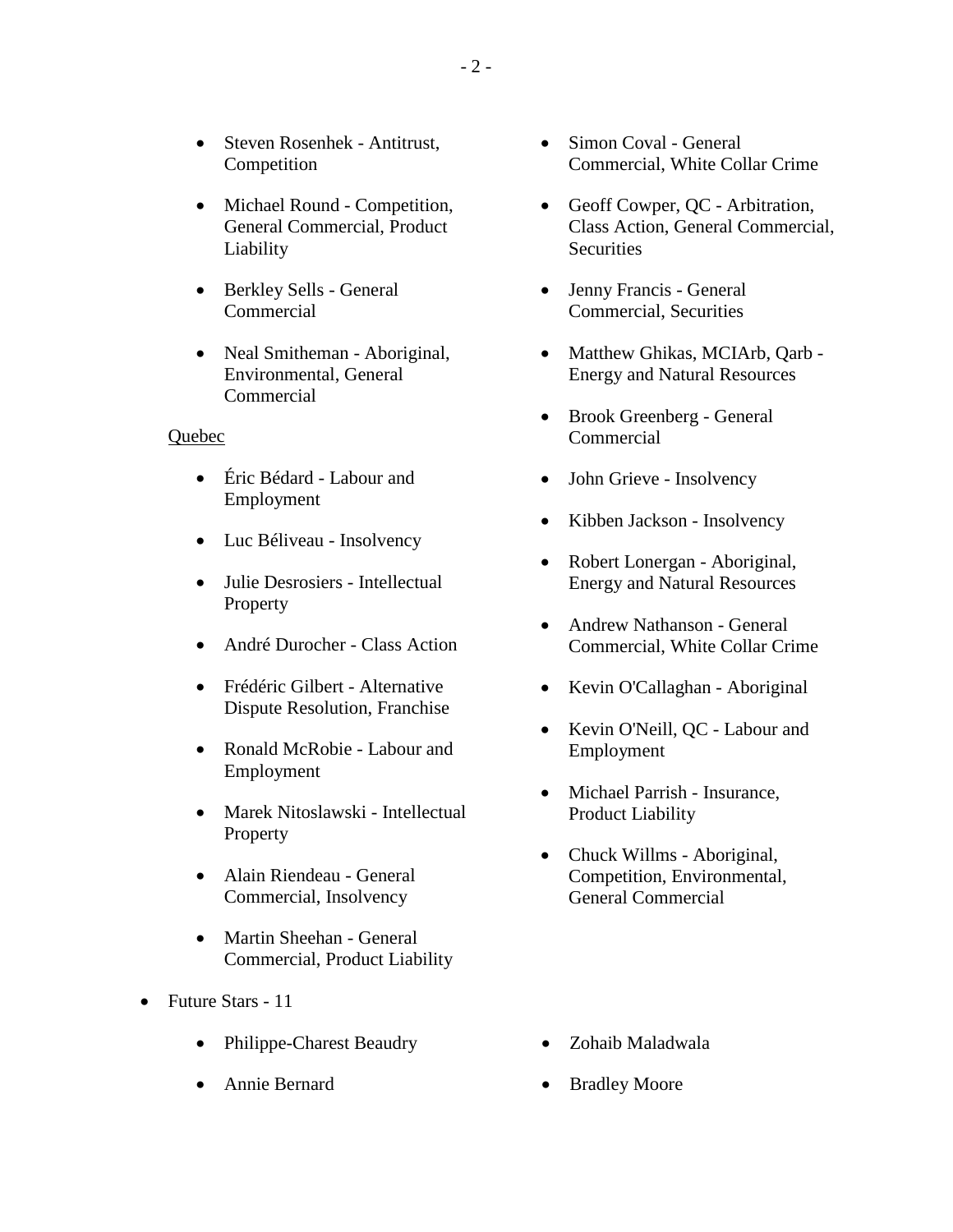- Steven Rosenhek - Antitrust, Competition
- Michael Round - Competition, General Commercial, Product Liability
- Berkley Sells - General Commercial
- Neal Smitheman - Aboriginal, Environmental, General Commercial

Quebec

- Éric Bédard - Labour and Employment
- Luc Béliveau - Insolvency
- Julie Desrosiers - Intellectual Property
- André Durocher - Class Action
- Frédéric Gilbert - Alternative Dispute Resolution, Franchise
- Ronald McRobie - Labour and Employment
- Marek Nitoslawski - Intellectual Property
- Alain Riendeau - General Commercial, Insolvency
- Martin Sheehan - General Commercial, Product Liability

- Simon Coval - General Commercial, White Collar Crime
- Geoff Cowper, QC - Arbitration, Class Action, General Commercial, Securities
- Jenny Francis - General Commercial, Securities
- Matthew Ghikas, MCIArb, Qarb - Energy and Natural Resources
- Brook Greenberg - General Commercial
- John Grieve - Insolvency
- Kibben Jackson - Insolvency
- Robert Lonergan - Aboriginal, Energy and Natural Resources
- Andrew Nathanson - General Commercial, White Collar Crime
- Kevin O'Callaghan - Aboriginal
- Kevin O'Neill, QC - Labour and Employment
- Michael Parrish - Insurance, Product Liability
- Chuck Willms - Aboriginal, Competition, Environmental, General Commercial

- Future Stars - 11
  - Philippe-Charest Beaudry
  - Annie Bernard
  - Zohaib Maladwala
  - Bradley Moore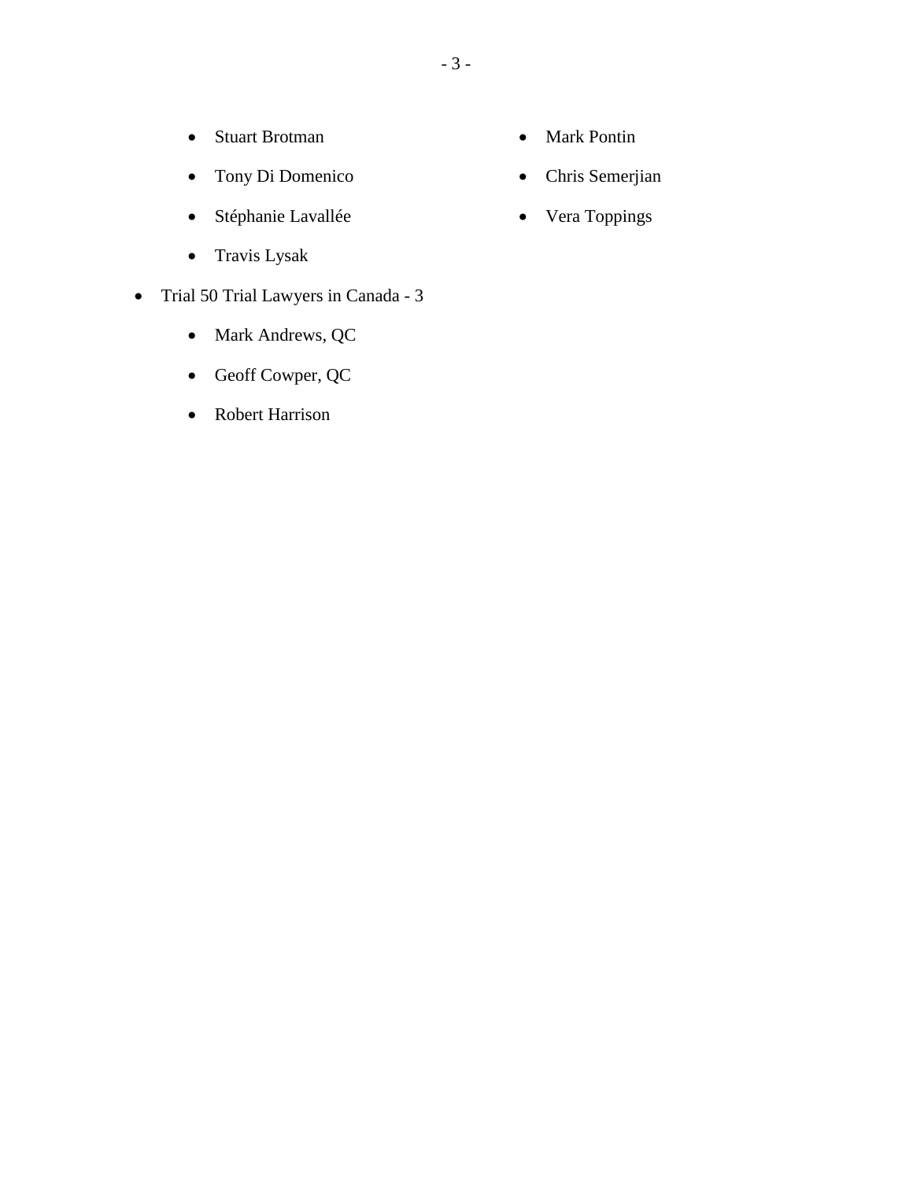- Stuart Brotman
- Tony Di Domenico
- Stéphanie Lavallée
- Travis Lysak
- Mark Pontin
- Chris Semerjian
- Vera Toppings

- Trial 50 Trial Lawyers in Canada - 3
  - Mark Andrews, QC
  - Geoff Cowper, QC
  - Robert Harrison